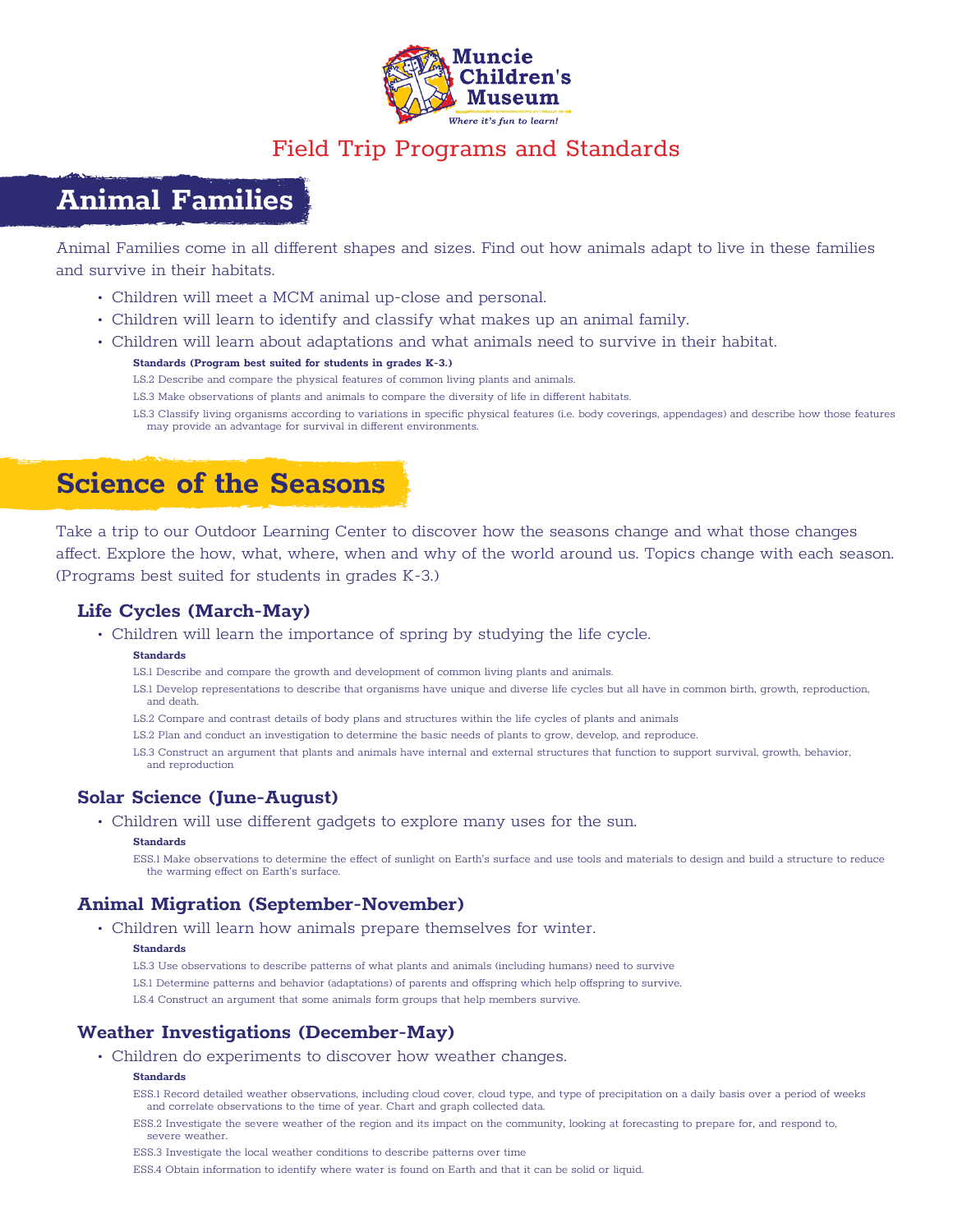Muncie Children's Museum

*Where it's fun to learn!*

Field Trip Programs and Standards

# Animal Families

Animal Families come in all different shapes and sizes. Find out how animals adapt to live in these families and survive in their habitats.

- Children will meet a MCM animal up-close and personal.
- Children will learn to identify and classify what makes up an animal family.
- Children will learn about adaptations and what animals need to survive in their habitat.

**Standards (Program best suited for students in grades K-3.)**

LS.2 Describe and compare the physical features of common living plants and animals.

LS.3 Make observations of plants and animals to compare the diversity of life in different habitats.

LS.3 Classify living organisms according to variations in specific physical features (i.e. body coverings, appendages) and describe how those features may provide an advantage for survival in different environments.

# Science of the Seasons

Take a trip to our Outdoor Learning Center to discover how the seasons change and what those changes affect. Explore the how, what, where, when and why of the world around us. Topics change with each season. (Programs best suited for students in grades K-3.)

## Life Cycles (March-May)

- Children will learn the importance of spring by studying the life cycle.

**Standards**

LS.1 Describe and compare the growth and development of common living plants and animals.

LS.1 Develop representations to describe that organisms have unique and diverse life cycles but all have in common birth, growth, reproduction, and death.

LS.2 Compare and contrast details of body plans and structures within the life cycles of plants and animals

LS.2 Plan and conduct an investigation to determine the basic needs of plants to grow, develop, and reproduce.

LS.3 Construct an argument that plants and animals have internal and external structures that function to support survival, growth, behavior, and reproduction

## Solar Science (June-August)

- Children will use different gadgets to explore many uses for the sun.

**Standards**

ESS.1 Make observations to determine the effect of sunlight on Earth's surface and use tools and materials to design and build a structure to reduce the warming effect on Earth's surface.

## Animal Migration (September-November)

- Children will learn how animals prepare themselves for winter.

**Standards**

LS.3 Use observations to describe patterns of what plants and animals (including humans) need to survive

LS.1 Determine patterns and behavior (adaptations) of parents and offspring which help offspring to survive.

LS.4 Construct an argument that some animals form groups that help members survive.

## Weather Investigations (December-May)

- Children do experiments to discover how weather changes.

**Standards**

ESS.1 Record detailed weather observations, including cloud cover, cloud type, and type of precipitation on a daily basis over a period of weeks and correlate observations to the time of year. Chart and graph collected data.

ESS.2 Investigate the severe weather of the region and its impact on the community, looking at forecasting to prepare for, and respond to, severe weather.

ESS.3 Investigate the local weather conditions to describe patterns over time

ESS.4 Obtain information to identify where water is found on Earth and that it can be solid or liquid.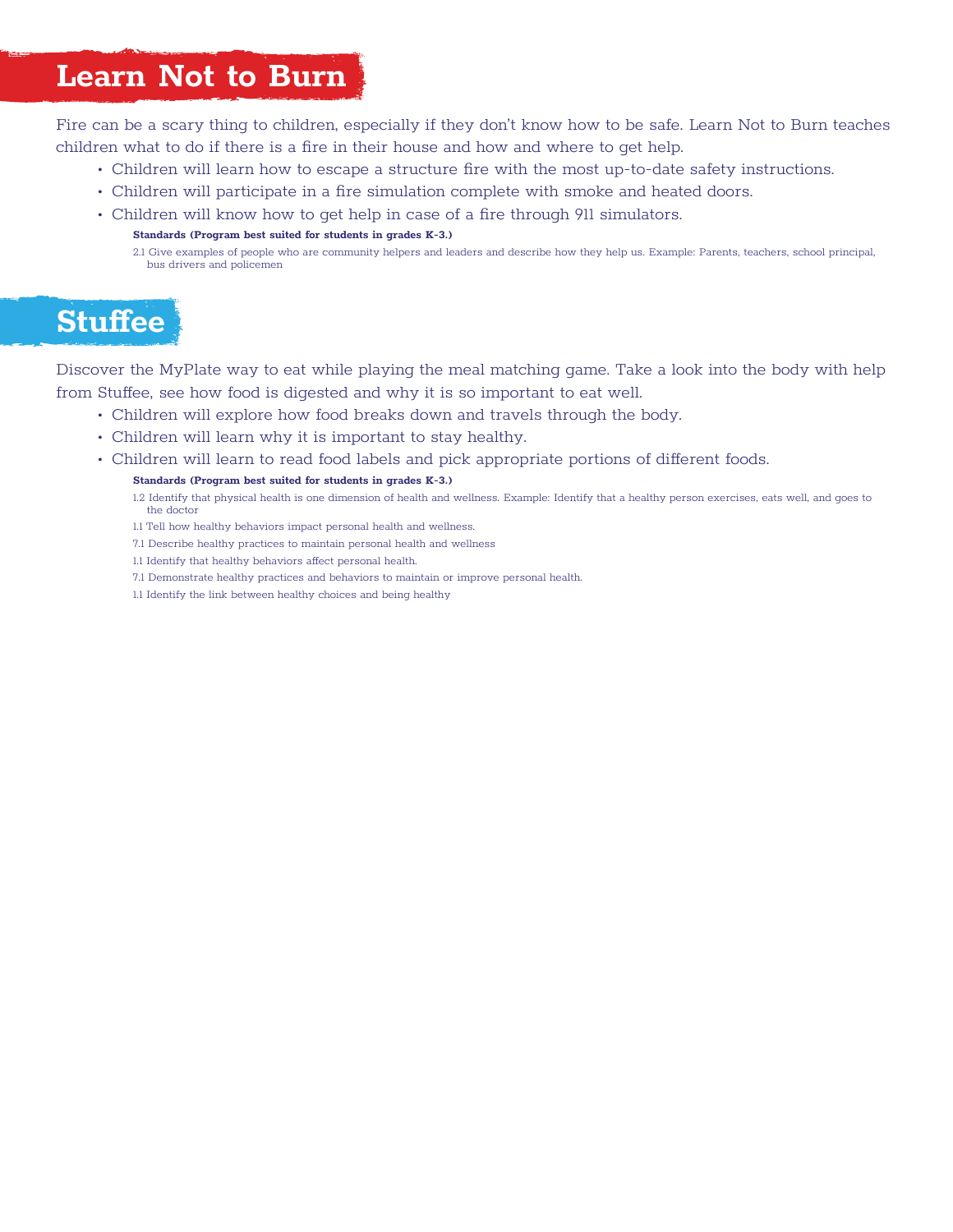## Learn Not to Burn

Fire can be a scary thing to children, especially if they don't know how to be safe. Learn Not to Burn teaches children what to do if there is a fire in their house and how and where to get help.

- Children will learn how to escape a structure fire with the most up-to-date safety instructions.
- Children will participate in a fire simulation complete with smoke and heated doors.
- Children will know how to get help in case of a fire through 911 simulators.

**Standards (Program best suited for students in grades K-3.)**

2.1 Give examples of people who are community helpers and leaders and describe how they help us. Example: Parents, teachers, school principal, bus drivers and policemen

## Stuffee

Discover the MyPlate way to eat while playing the meal matching game. Take a look into the body with help from Stuffee, see how food is digested and why it is so important to eat well.

- Children will explore how food breaks down and travels through the body.
- Children will learn why it is important to stay healthy.
- Children will learn to read food labels and pick appropriate portions of different foods.

**Standards (Program best suited for students in grades K-3.)**

1.2 Identify that physical health is one dimension of health and wellness. Example: Identify that a healthy person exercises, eats well, and goes to the doctor

1.1 Tell how healthy behaviors impact personal health and wellness.

7.1 Describe healthy practices to maintain personal health and wellness

1.1 Identify that healthy behaviors affect personal health.

7.1 Demonstrate healthy practices and behaviors to maintain or improve personal health.

1.1 Identify the link between healthy choices and being healthy